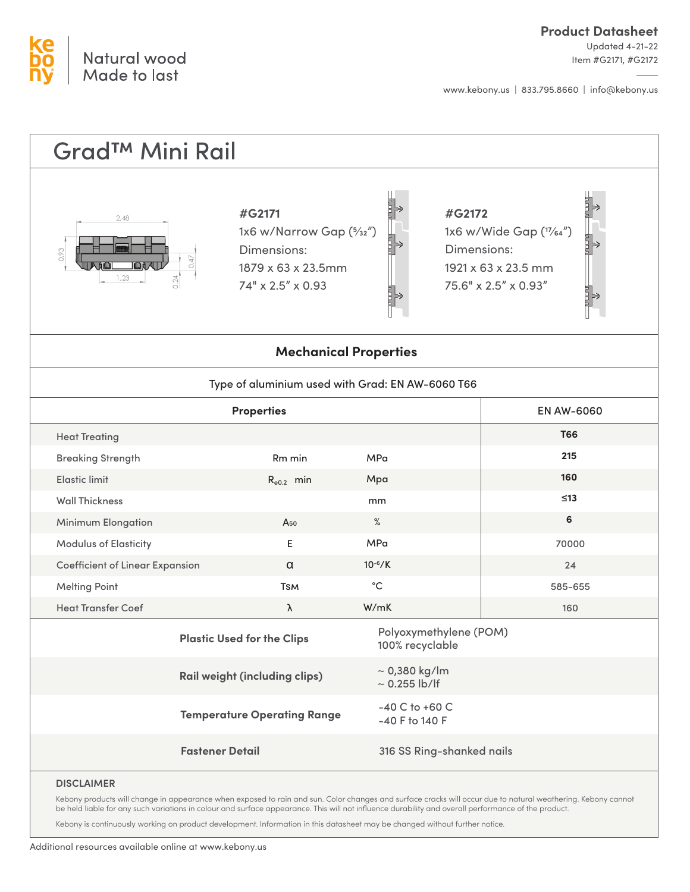Natural wood
Made to last

**Product Datasheet**
Updated 4-21-22
Item #G2171, #G2172

www.kebony.us | 833.795.8660 | info@kebony.us

# Grad™ Mini Rail

2,48
0,93
0,47
1,23
0,24

**#G2171**
1x6 w/Narrow Gap (5⁄32")
Dimensions:
1879 x 63 x 23.5mm
74" x 2.5" x 0.93

**#G2172**
1x6 w/Wide Gap (17⁄64")
Dimensions:
1921 x 63 x 23.5 mm
75.6" x 2.5" x 0.93"

## Mechanical Properties

Type of aluminium used with Grad: EN AW-6060 T66

| Properties | | | EN AW-6060 |
|---|---|---|---|
| Heat Treating | | | **T66** |
| Breaking Strength | Rm min | MPa | **215** |
| Elastic limit | $R_{e0.2}$ min | Mpa | **160** |
| Wall Thickness | | mm | **≤13** |
| Minimum Elongation | $A_{50}$ | % | **6** |
| Modulus of Elasticity | E | MPa | 70000 |
| Coefficient of Linear Expansion | α | $10^{-6}$/K | 24 |
| Melting Point | $T_{SM}$ | °C | 585-655 |
| Heat Transfer Coef | λ | W/mK | 160 |

| | |
|---|---|
| **Plastic Used for the Clips** | Polyoxymethylene (POM)<br>100% recyclable |
| **Rail weight (including clips)** | ~ 0,380 kg/lm<br>~ 0.255 lb/lf |
| **Temperature Operating Range** | -40 C to +60 C<br>-40 F to 140 F |
| **Fastener Detail** | 316 SS Ring-shanked nails |

### DISCLAIMER

Kebony products will change in appearance when exposed to rain and sun. Color changes and surface cracks will occur due to natural weathering. Kebony cannot be held liable for any such variations in colour and surface appearance. This will not influence durability and overall performance of the product.

Kebony is continuously working on product development. Information in this datasheet may be changed without further notice.

Additional resources available online at www.kebony.us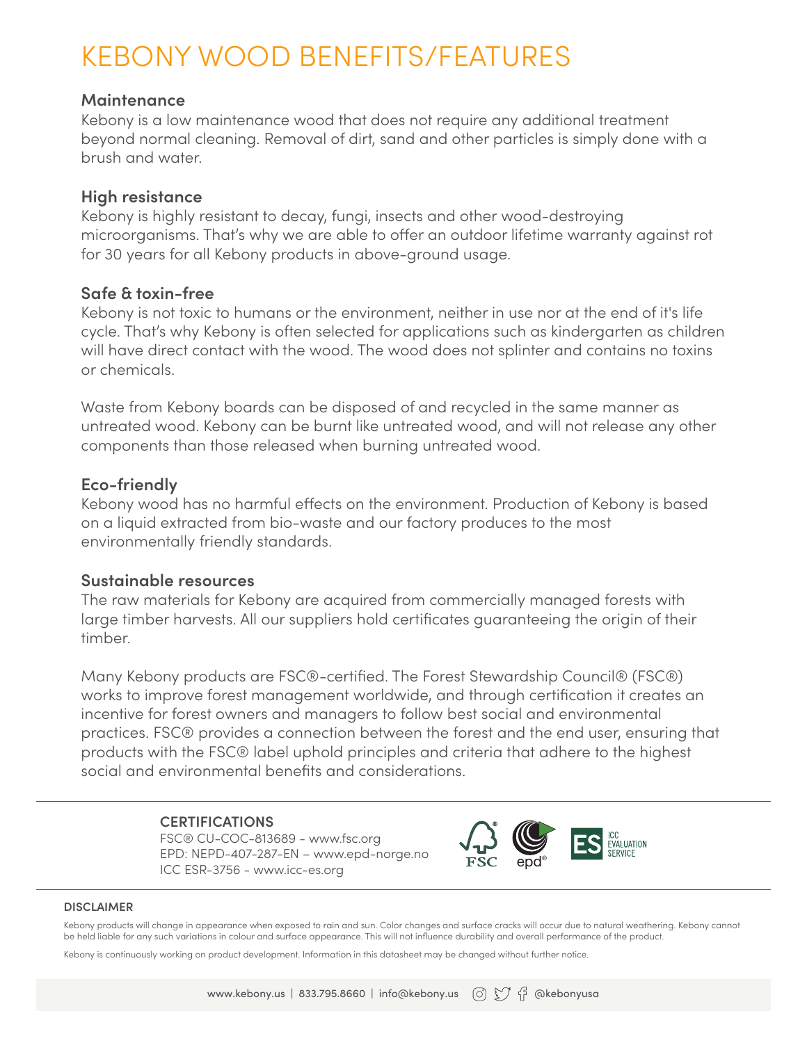# KEBONY WOOD BENEFITS/FEATURES

### Maintenance

Kebony is a low maintenance wood that does not require any additional treatment beyond normal cleaning. Removal of dirt, sand and other particles is simply done with a brush and water.

### High resistance

Kebony is highly resistant to decay, fungi, insects and other wood-destroying microorganisms. That's why we are able to offer an outdoor lifetime warranty against rot for 30 years for all Kebony products in above-ground usage.

### Safe & toxin-free

Kebony is not toxic to humans or the environment, neither in use nor at the end of it's life cycle. That's why Kebony is often selected for applications such as kindergarten as children will have direct contact with the wood. The wood does not splinter and contains no toxins or chemicals.

Waste from Kebony boards can be disposed of and recycled in the same manner as untreated wood. Kebony can be burnt like untreated wood, and will not release any other components than those released when burning untreated wood.

### Eco-friendly

Kebony wood has no harmful effects on the environment. Production of Kebony is based on a liquid extracted from bio-waste and our factory produces to the most environmentally friendly standards.

### Sustainable resources

The raw materials for Kebony are acquired from commercially managed forests with large timber harvests. All our suppliers hold certificates guaranteeing the origin of their timber.

Many Kebony products are FSC®-certified. The Forest Stewardship Council® (FSC®) works to improve forest management worldwide, and through certification it creates an incentive for forest owners and managers to follow best social and environmental practices. FSC® provides a connection between the forest and the end user, ensuring that products with the FSC® label uphold principles and criteria that adhere to the highest social and environmental benefits and considerations.

---

**CERTIFICATIONS**

FSC® CU-COC-813689 - www.fsc.org
EPD: NEPD-407-287-EN – www.epd-norge.no
ICC ESR-3756 - www.icc-es.org

FSC
epd®
ES ICC EVALUATION SERVICE

---

**DISCLAIMER**

Kebony products will change in appearance when exposed to rain and sun. Color changes and surface cracks will occur due to natural weathering. Kebony cannot be held liable for any such variations in colour and surface appearance. This will not influence durability and overall performance of the product.

Kebony is continuously working on product development. Information in this datasheet may be changed without further notice.

www.kebony.us | 833.795.8660 | info@kebony.us @kebonyusa